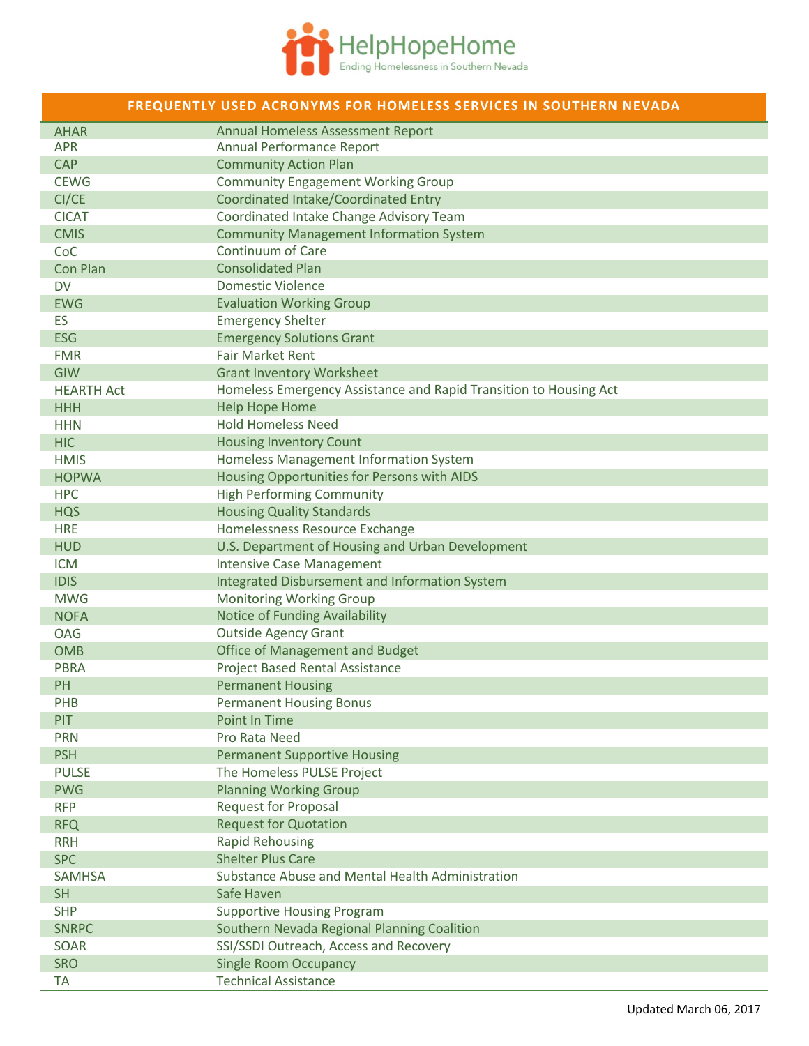HelpHopeHome

Ending Homelessness in Southern Nevada

| FREQUENTLY USED ACRONYMS FOR HOMELESS SERVICES IN SOUTHERN NEVADA | |
|---|---|
| AHAR | Annual Homeless Assessment Report |
| APR | Annual Performance Report |
| CAP | Community Action Plan |
| CEWG | Community Engagement Working Group |
| CI/CE | Coordinated Intake/Coordinated Entry |
| CICAT | Coordinated Intake Change Advisory Team |
| CMIS | Community Management Information System |
| CoC | Continuum of Care |
| Con Plan | Consolidated Plan |
| DV | Domestic Violence |
| EWG | Evaluation Working Group |
| ES | Emergency Shelter |
| ESG | Emergency Solutions Grant |
| FMR | Fair Market Rent |
| GIW | Grant Inventory Worksheet |
| HEARTH Act | Homeless Emergency Assistance and Rapid Transition to Housing Act |
| HHH | Help Hope Home |
| HHN | Hold Homeless Need |
| HIC | Housing Inventory Count |
| HMIS | Homeless Management Information System |
| HOPWA | Housing Opportunities for Persons with AIDS |
| HPC | High Performing Community |
| HQS | Housing Quality Standards |
| HRE | Homelessness Resource Exchange |
| HUD | U.S. Department of Housing and Urban Development |
| ICM | Intensive Case Management |
| IDIS | Integrated Disbursement and Information System |
| MWG | Monitoring Working Group |
| NOFA | Notice of Funding Availability |
| OAG | Outside Agency Grant |
| OMB | Office of Management and Budget |
| PBRA | Project Based Rental Assistance |
| PH | Permanent Housing |
| PHB | Permanent Housing Bonus |
| PIT | Point In Time |
| PRN | Pro Rata Need |
| PSH | Permanent Supportive Housing |
| PULSE | The Homeless PULSE Project |
| PWG | Planning Working Group |
| RFP | Request for Proposal |
| RFQ | Request for Quotation |
| RRH | Rapid Rehousing |
| SPC | Shelter Plus Care |
| SAMHSA | Substance Abuse and Mental Health Administration |
| SH | Safe Haven |
| SHP | Supportive Housing Program |
| SNRPC | Southern Nevada Regional Planning Coalition |
| SOAR | SSI/SSDI Outreach, Access and Recovery |
| SRO | Single Room Occupancy |
| TA | Technical Assistance |

Updated March 06, 2017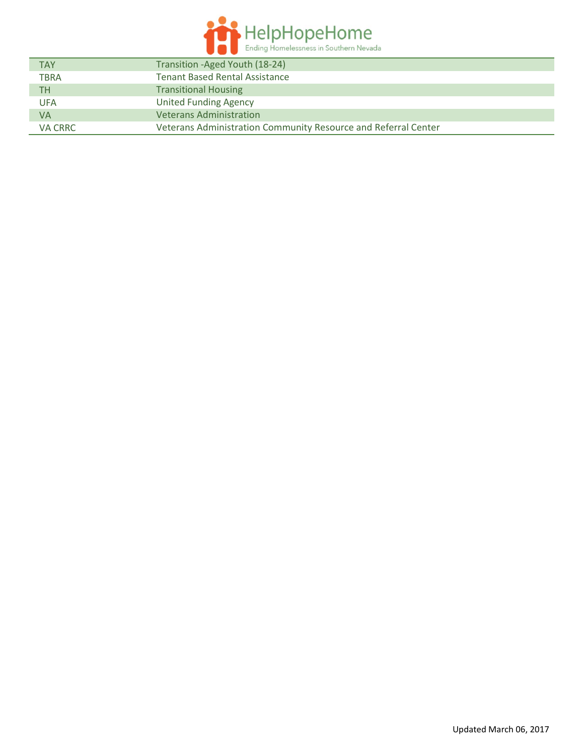| | |
|---|---|
| TAY | Transition -Aged Youth (18-24) |
| TBRA | Tenant Based Rental Assistance |
| TH | Transitional Housing |
| UFA | United Funding Agency |
| VA | Veterans Administration |
| VA CRRC | Veterans Administration Community Resource and Referral Center |

Updated March 06, 2017